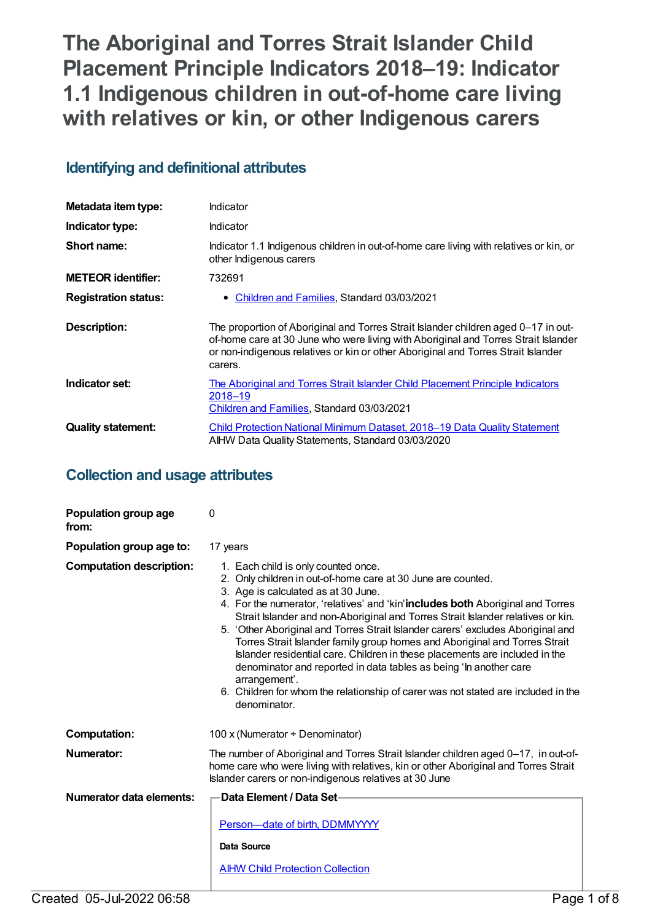# The Aboriginal and Torres Strait Islander Child Placement Principle Indicators 2018–19: Indicator 1.1 Indigenous children in out-of-home care living with relatives or kin, or other Indigenous carers

## Identifying and definitional attributes

| | |
|---|---|
| **Metadata item type:** | Indicator |
| **Indicator type:** | Indicator |
| **Short name:** | Indicator 1.1 Indigenous children in out-of-home care living with relatives or kin, or other Indigenous carers |
| **METEOR identifier:** | 732691 |
| **Registration status:** | • Children and Families, Standard 03/03/2021 |
| **Description:** | The proportion of Aboriginal and Torres Strait Islander children aged 0–17 in out-of-home care at 30 June who were living with Aboriginal and Torres Strait Islander or non-indigenous relatives or kin or other Aboriginal and Torres Strait Islander carers. |
| **Indicator set:** | The Aboriginal and Torres Strait Islander Child Placement Principle Indicators 2018–19<br>Children and Families, Standard 03/03/2021 |
| **Quality statement:** | Child Protection National Minimum Dataset, 2018–19 Data Quality Statement<br>AIHW Data Quality Statements, Standard 03/03/2020 |

## Collection and usage attributes

| | |
|---|---|
| **Population group age from:** | 0 |
| **Population group age to:** | 17 years |
| **Computation description:** | 1. Each child is only counted once.<br>2. Only children in out-of-home care at 30 June are counted.<br>3. Age is calculated as at 30 June.<br>4. For the numerator, 'relatives' and 'kin' **includes both** Aboriginal and Torres Strait Islander and non-Aboriginal and Torres Strait Islander relatives or kin.<br>5. 'Other Aboriginal and Torres Strait Islander carers' excludes Aboriginal and Torres Strait Islander family group homes and Aboriginal and Torres Strait Islander residential care. Children in these placements are included in the denominator and reported in data tables as being 'In another care arrangement'.<br>6. Children for whom the relationship of carer was not stated are included in the denominator. |
| **Computation:** | 100 x (Numerator ÷ Denominator) |
| **Numerator:** | The number of Aboriginal and Torres Strait Islander children aged 0–17, in out-of-home care who were living with relatives, kin or other Aboriginal and Torres Strait Islander carers or non-indigenous relatives at 30 June |
| **Numerator data elements:** | **Data Element / Data Set**<br>Person—date of birth, DDMMYYYY<br>**Data Source**<br>AIHW Child Protection Collection |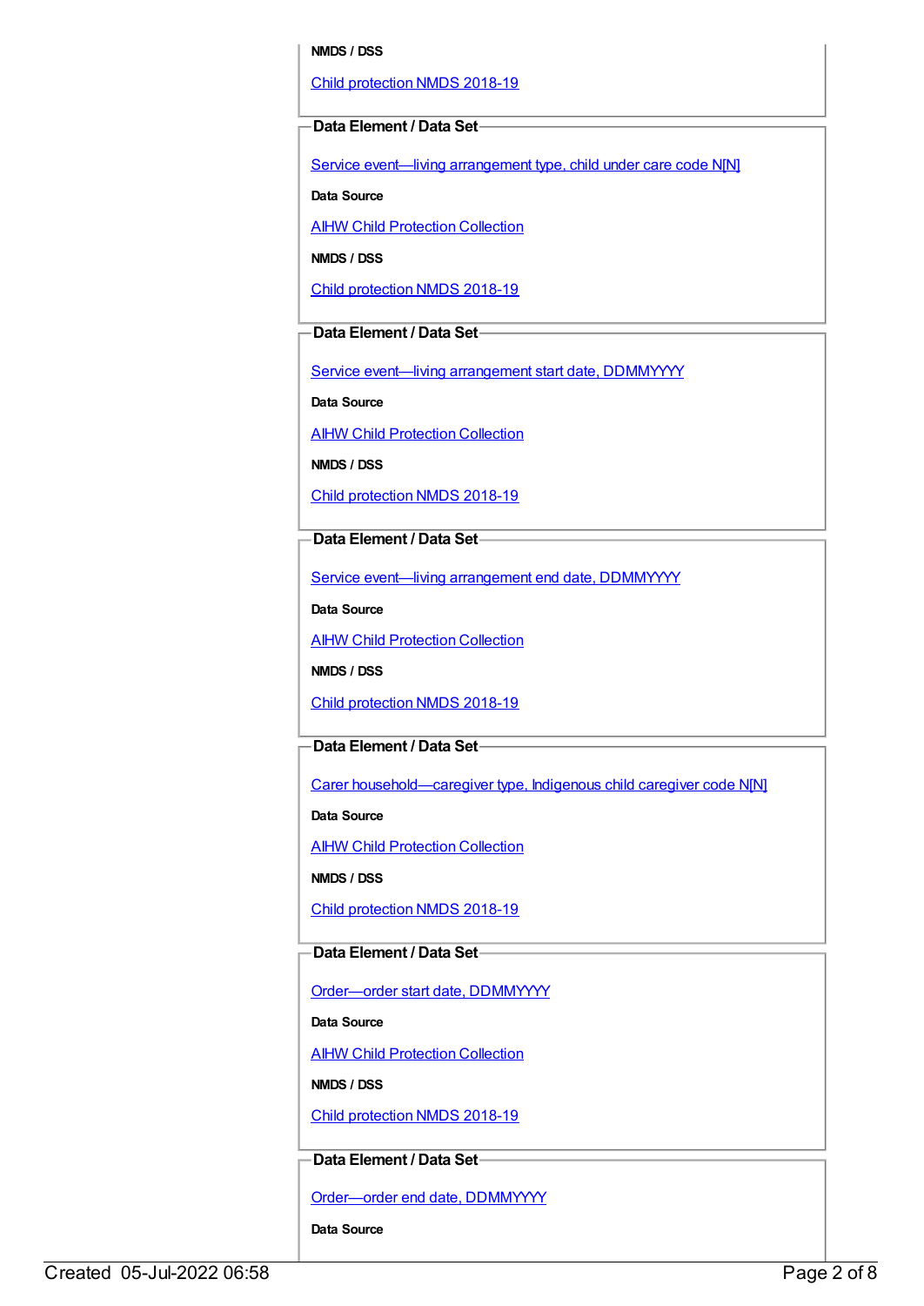**NMDS / DSS**

Child protection NMDS 2018-19

**Data Element / Data Set**

Service event—living arrangement type, child under care code N[N]

**Data Source**

AIHW Child Protection Collection

**NMDS / DSS**

Child protection NMDS 2018-19

**Data Element / Data Set**

Service event—living arrangement start date, DDMMYYYY

**Data Source**

AIHW Child Protection Collection

**NMDS / DSS**

Child protection NMDS 2018-19

**Data Element / Data Set**

Service event—living arrangement end date, DDMMYYYY

**Data Source**

AIHW Child Protection Collection

**NMDS / DSS**

Child protection NMDS 2018-19

**Data Element / Data Set**

Carer household—caregiver type, Indigenous child caregiver code N[N]

**Data Source**

AIHW Child Protection Collection

**NMDS / DSS**

Child protection NMDS 2018-19

**Data Element / Data Set**

Order—order start date, DDMMYYYY

**Data Source**

AIHW Child Protection Collection

**NMDS / DSS**

Child protection NMDS 2018-19

**Data Element / Data Set**

Order—order end date, DDMMYYYY

**Data Source**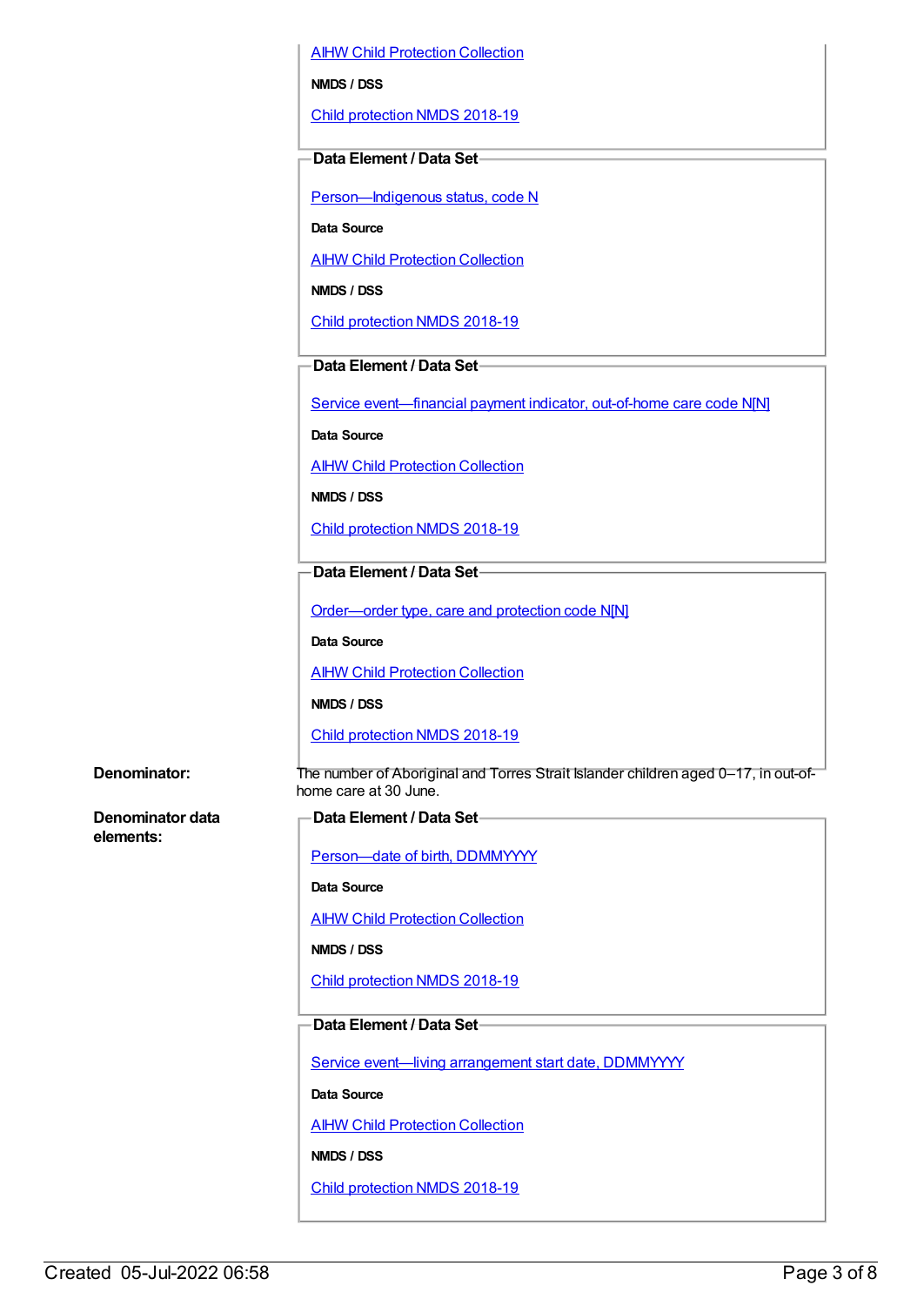[AIHW Child Protection Collection](#)

**NMDS / DSS**

[Child protection NMDS 2018-19](#)

**Data Element / Data Set**

[Person—Indigenous status, code N](#)

**Data Source**

[AIHW Child Protection Collection](#)

**NMDS / DSS**

[Child protection NMDS 2018-19](#)

**Data Element / Data Set**

[Service event—financial payment indicator, out-of-home care code N[N]](#)

**Data Source**

[AIHW Child Protection Collection](#)

**NMDS / DSS**

[Child protection NMDS 2018-19](#)

**Data Element / Data Set**

[Order—order type, care and protection code N[N]](#)

**Data Source**

[AIHW Child Protection Collection](#)

**NMDS / DSS**

[Child protection NMDS 2018-19](#)

**Denominator:** The number of Aboriginal and Torres Strait Islander children aged 0–17, in out-of-home care at 30 June.

**Denominator data elements:**

**Data Element / Data Set**

[Person—date of birth, DDMMYYYY](#)

**Data Source**

[AIHW Child Protection Collection](#)

**NMDS / DSS**

[Child protection NMDS 2018-19](#)

**Data Element / Data Set**

[Service event—living arrangement start date, DDMMYYYY](#)

**Data Source**

[AIHW Child Protection Collection](#)

**NMDS / DSS**

[Child protection NMDS 2018-19](#)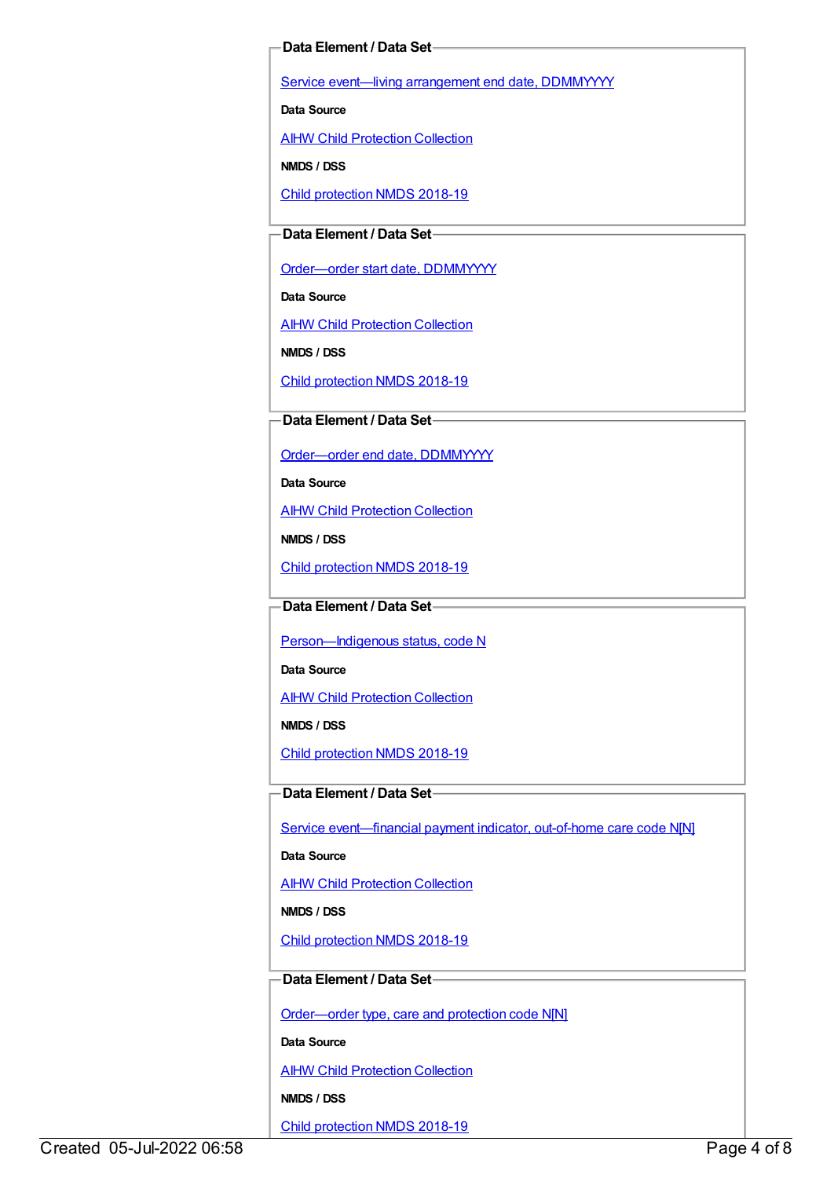**Data Element / Data Set**

Service event—living arrangement end date, DDMMYYYY

**Data Source**

AIHW Child Protection Collection

**NMDS / DSS**

Child protection NMDS 2018-19

**Data Element / Data Set**

Order—order start date, DDMMYYYY

**Data Source**

AIHW Child Protection Collection

**NMDS / DSS**

Child protection NMDS 2018-19

**Data Element / Data Set**

Order—order end date, DDMMYYYY

**Data Source**

AIHW Child Protection Collection

**NMDS / DSS**

Child protection NMDS 2018-19

**Data Element / Data Set**

Person—Indigenous status, code N

**Data Source**

AIHW Child Protection Collection

**NMDS / DSS**

Child protection NMDS 2018-19

**Data Element / Data Set**

Service event—financial payment indicator, out-of-home care code N[N]

**Data Source**

AIHW Child Protection Collection

**NMDS / DSS**

Child protection NMDS 2018-19

**Data Element / Data Set**

Order—order type, care and protection code N[N]

**Data Source**

AIHW Child Protection Collection

**NMDS / DSS**

Child protection NMDS 2018-19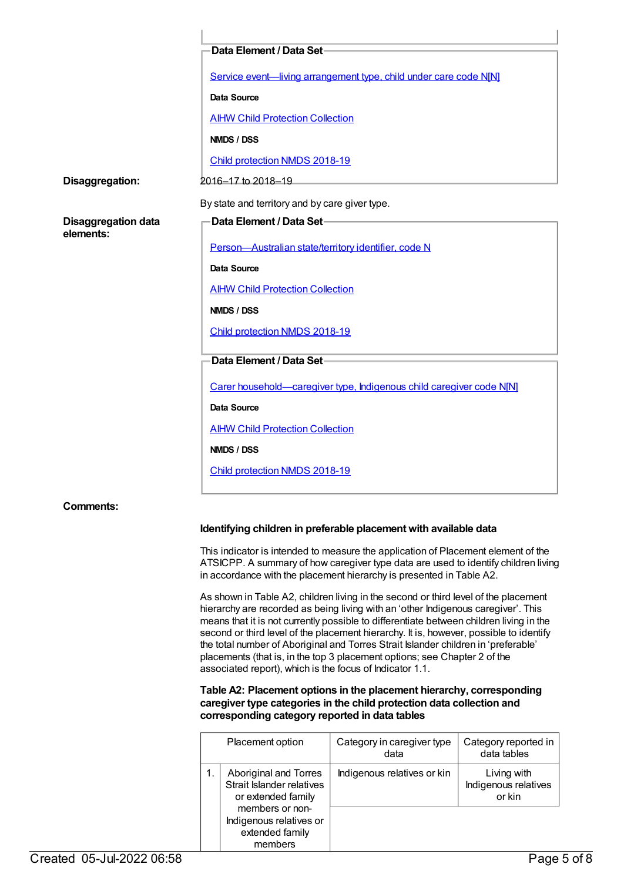**Data Element / Data Set**

Service event—living arrangement type, child under care code N[N]

**Data Source**

AIHW Child Protection Collection

**NMDS / DSS**

Child protection NMDS 2018-19

2016–17 to 2018–19

**Disaggregation:**

By state and territory and by care giver type.

**Disaggregation data elements:**

**Data Element / Data Set**

Person—Australian state/territory identifier, code N

**Data Source**

AIHW Child Protection Collection

**NMDS / DSS**

Child protection NMDS 2018-19

**Data Element / Data Set**

Carer household—caregiver type, Indigenous child caregiver code N[N]

**Data Source**

AIHW Child Protection Collection

**NMDS / DSS**

Child protection NMDS 2018-19

**Comments:**

**Identifying children in preferable placement with available data**

This indicator is intended to measure the application of Placement element of the ATSICPP. A summary of how caregiver type data are used to identify children living in accordance with the placement hierarchy is presented in Table A2.

As shown in Table A2, children living in the second or third level of the placement hierarchy are recorded as being living with an 'other Indigenous caregiver'. This means that it is not currently possible to differentiate between children living in the second or third level of the placement hierarchy. It is, however, possible to identify the total number of Aboriginal and Torres Strait Islander children in 'preferable' placements (that is, in the top 3 placement options; see Chapter 2 of the associated report), which is the focus of Indicator 1.1.

**Table A2: Placement options in the placement hierarchy, corresponding caregiver type categories in the child protection data collection and corresponding category reported in data tables**

| Placement option | | Category in caregiver type data | Category reported in data tables |
|---|---|---|---|
| 1. | Aboriginal and Torres Strait Islander relatives or extended family members or non-Indigenous relatives or extended family members | Indigenous relatives or kin | Living with Indigenous relatives or kin |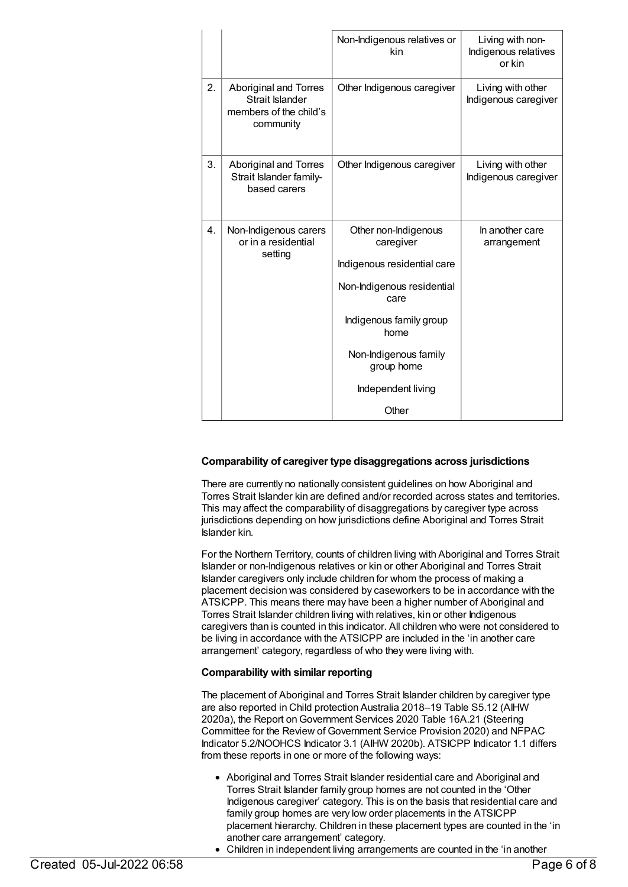| | | | |
|---|---|---|---|
| | | Non-Indigenous relatives or kin | Living with non-Indigenous relatives or kin |
| 2. | Aboriginal and Torres Strait Islander members of the child's community | Other Indigenous caregiver | Living with other Indigenous caregiver |
| 3. | Aboriginal and Torres Strait Islander family-based carers | Other Indigenous caregiver | Living with other Indigenous caregiver |
| 4. | Non-Indigenous carers or in a residential setting | Other non-Indigenous caregiver<br><br>Indigenous residential care<br><br>Non-Indigenous residential care<br><br>Indigenous family group home<br><br>Non-Indigenous family group home<br><br>Independent living<br><br>Other | In another care arrangement |

**Comparability of caregiver type disaggregations across jurisdictions**

There are currently no nationally consistent guidelines on how Aboriginal and Torres Strait Islander kin are defined and/or recorded across states and territories. This may affect the comparability of disaggregations by caregiver type across jurisdictions depending on how jurisdictions define Aboriginal and Torres Strait Islander kin.

For the Northern Territory, counts of children living with Aboriginal and Torres Strait Islander or non-Indigenous relatives or kin or other Aboriginal and Torres Strait Islander caregivers only include children for whom the process of making a placement decision was considered by caseworkers to be in accordance with the ATSICPP. This means there may have been a higher number of Aboriginal and Torres Strait Islander children living with relatives, kin or other Indigenous caregivers than is counted in this indicator. All children who were not considered to be living in accordance with the ATSICPP are included in the 'in another care arrangement' category, regardless of who they were living with.

**Comparability with similar reporting**

The placement of Aboriginal and Torres Strait Islander children by caregiver type are also reported in Child protection Australia 2018–19 Table S5.12 (AIHW 2020a), the Report on Government Services 2020 Table 16A.21 (Steering Committee for the Review of Government Service Provision 2020) and NFPAC Indicator 5.2/NOOHCS Indicator 3.1 (AIHW 2020b). ATSICPP Indicator 1.1 differs from these reports in one or more of the following ways:

- Aboriginal and Torres Strait Islander residential care and Aboriginal and Torres Strait Islander family group homes are not counted in the 'Other Indigenous caregiver' category. This is on the basis that residential care and family group homes are very low order placements in the ATSICPP placement hierarchy. Children in these placement types are counted in the 'in another care arrangement' category.
- Children in independent living arrangements are counted in the 'in another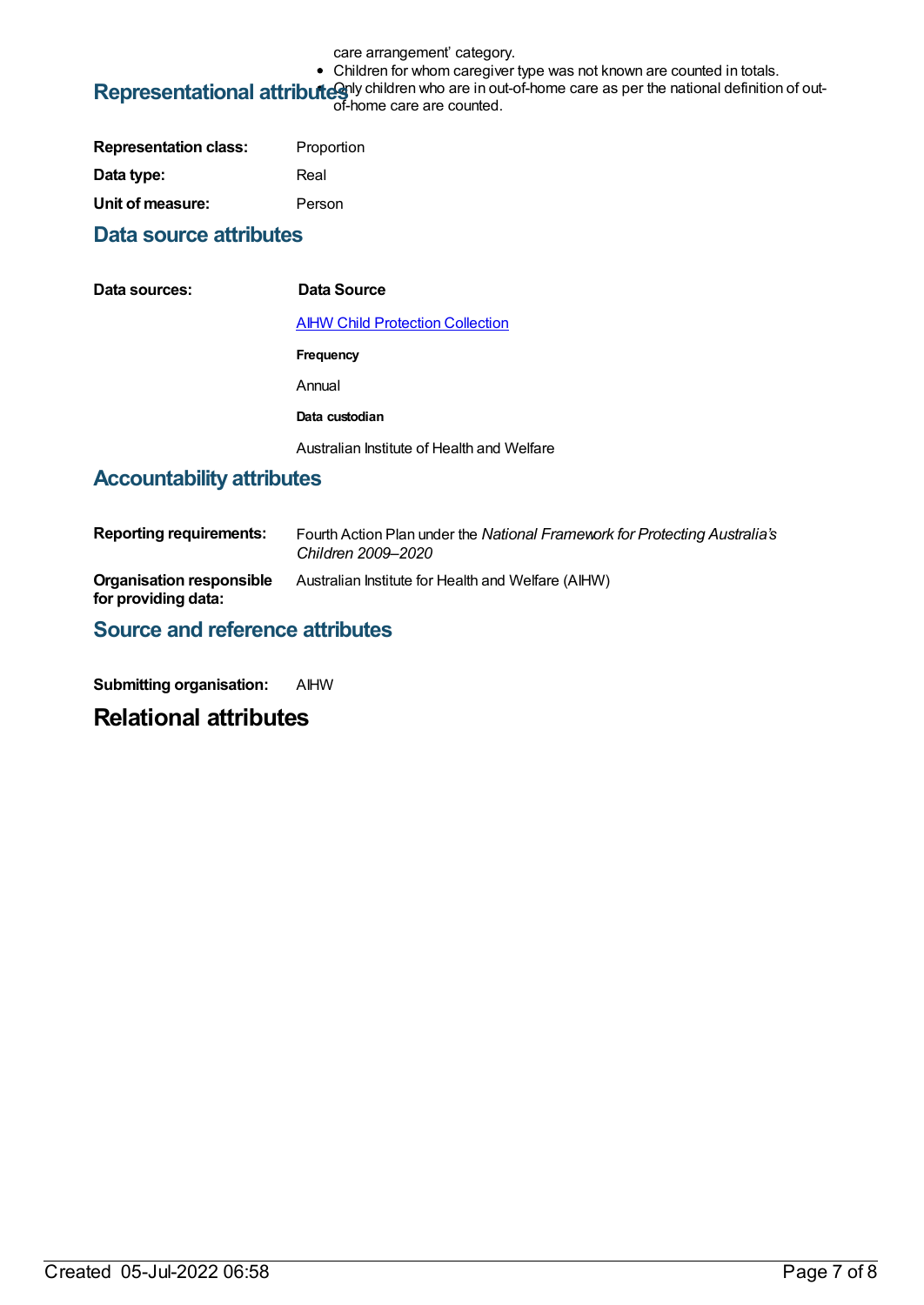care arrangement' category.

- Children for whom caregiver type was not known are counted in totals.
- Only children who are in out-of-home care as per the national definition of out-of-home care are counted.

## Representational attributes

**Representation class:** Proportion

**Data type:** Real

**Unit of measure:** Person

## Data source attributes

**Data sources:**

**Data Source**

[AIHW Child Protection Collection]

**Frequency**

Annual

**Data custodian**

Australian Institute of Health and Welfare

## Accountability attributes

**Reporting requirements:** Fourth Action Plan under the *National Framework for Protecting Australia's Children 2009–2020*

**Organisation responsible for providing data:** Australian Institute for Health and Welfare (AIHW)

## Source and reference attributes

**Submitting organisation:** AIHW

# Relational attributes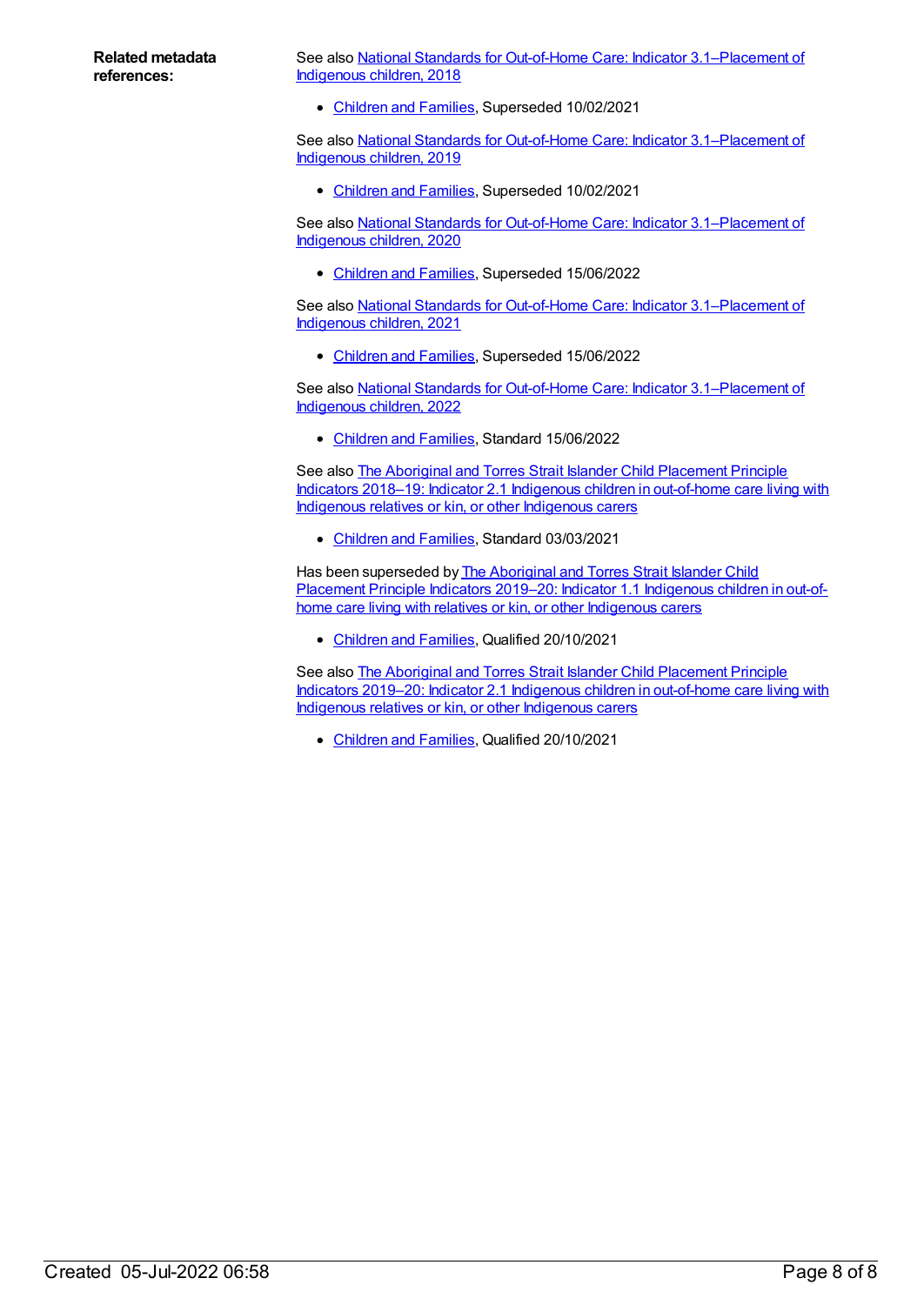**Related metadata references:**

See also National Standards for Out-of-Home Care: Indicator 3.1–Placement of Indigenous children, 2018

- Children and Families, Superseded 10/02/2021

See also National Standards for Out-of-Home Care: Indicator 3.1–Placement of Indigenous children, 2019

- Children and Families, Superseded 10/02/2021

See also National Standards for Out-of-Home Care: Indicator 3.1–Placement of Indigenous children, 2020

- Children and Families, Superseded 15/06/2022

See also National Standards for Out-of-Home Care: Indicator 3.1–Placement of Indigenous children, 2021

- Children and Families, Superseded 15/06/2022

See also National Standards for Out-of-Home Care: Indicator 3.1–Placement of Indigenous children, 2022

- Children and Families, Standard 15/06/2022

See also The Aboriginal and Torres Strait Islander Child Placement Principle Indicators 2018–19: Indicator 2.1 Indigenous children in out-of-home care living with Indigenous relatives or kin, or other Indigenous carers

- Children and Families, Standard 03/03/2021

Has been superseded by The Aboriginal and Torres Strait Islander Child Placement Principle Indicators 2019–20: Indicator 1.1 Indigenous children in out-of-home care living with relatives or kin, or other Indigenous carers

- Children and Families, Qualified 20/10/2021

See also The Aboriginal and Torres Strait Islander Child Placement Principle Indicators 2019–20: Indicator 2.1 Indigenous children in out-of-home care living with Indigenous relatives or kin, or other Indigenous carers

- Children and Families, Qualified 20/10/2021